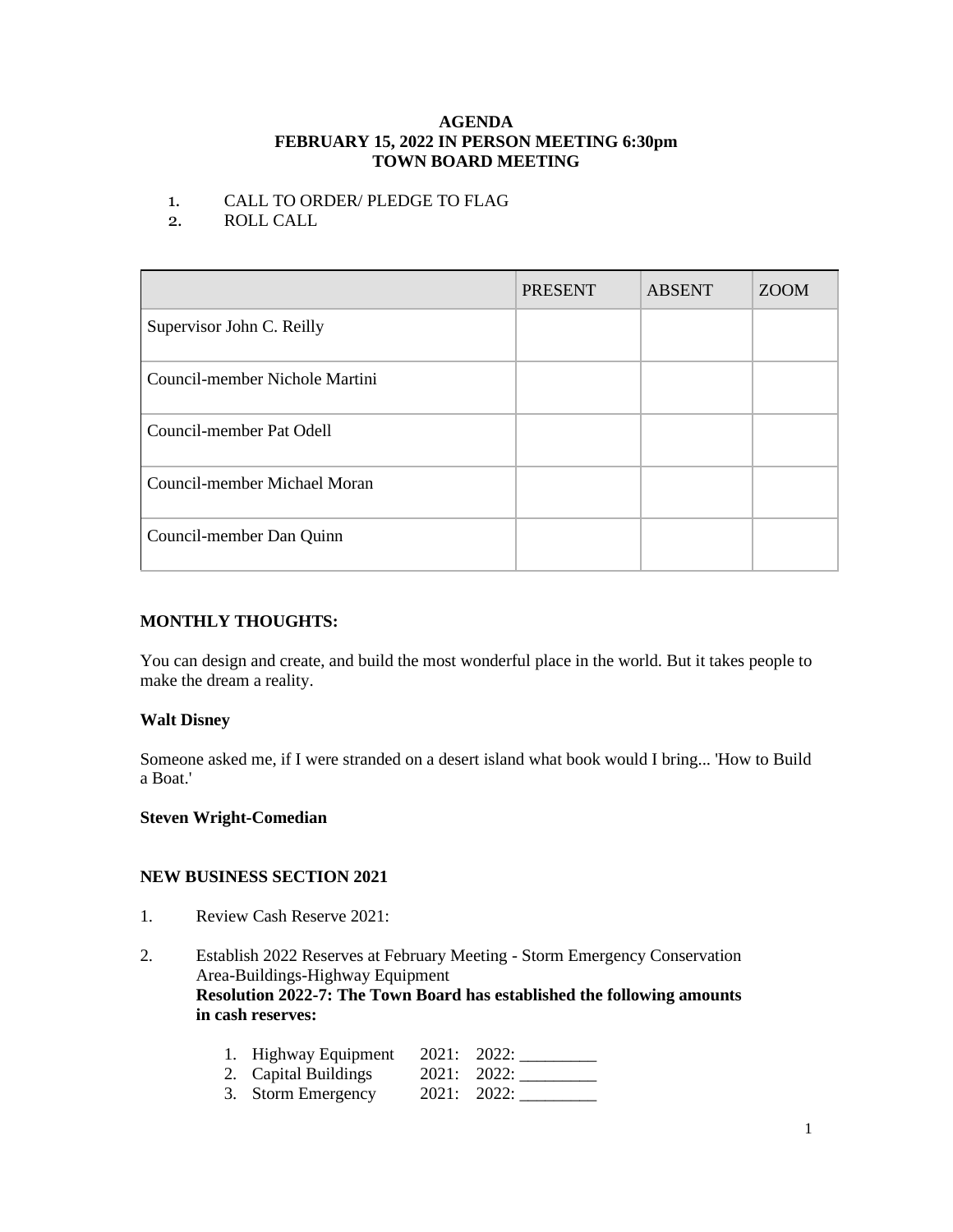**AGENDA**
**FEBRUARY 15, 2022 IN PERSON MEETING 6:30pm**
**TOWN BOARD MEETING**

1. CALL TO ORDER/ PLEDGE TO FLAG
2. ROLL CALL

| | PRESENT | ABSENT | ZOOM |
|---|---|---|---|
| Supervisor John C. Reilly | | | |
| Council-member Nichole Martini | | | |
| Council-member Pat Odell | | | |
| Council-member Michael Moran | | | |
| Council-member Dan Quinn | | | |

**MONTHLY THOUGHTS:**

You can design and create, and build the most wonderful place in the world. But it takes people to make the dream a reality.

**Walt Disney**

Someone asked me, if I were stranded on a desert island what book would I bring... 'How to Build a Boat.'

**Steven Wright-Comedian**

**NEW BUSINESS SECTION 2021**

1. Review Cash Reserve 2021:

2. Establish 2022 Reserves at February Meeting - Storm Emergency Conservation Area-Buildings-Highway Equipment
   **Resolution 2022-7: The Town Board has established the following amounts in cash reserves:**

   1. Highway Equipment 2021: 2022: _________
   2. Capital Buildings 2021: 2022: _________
   3. Storm Emergency 2021: 2022: _________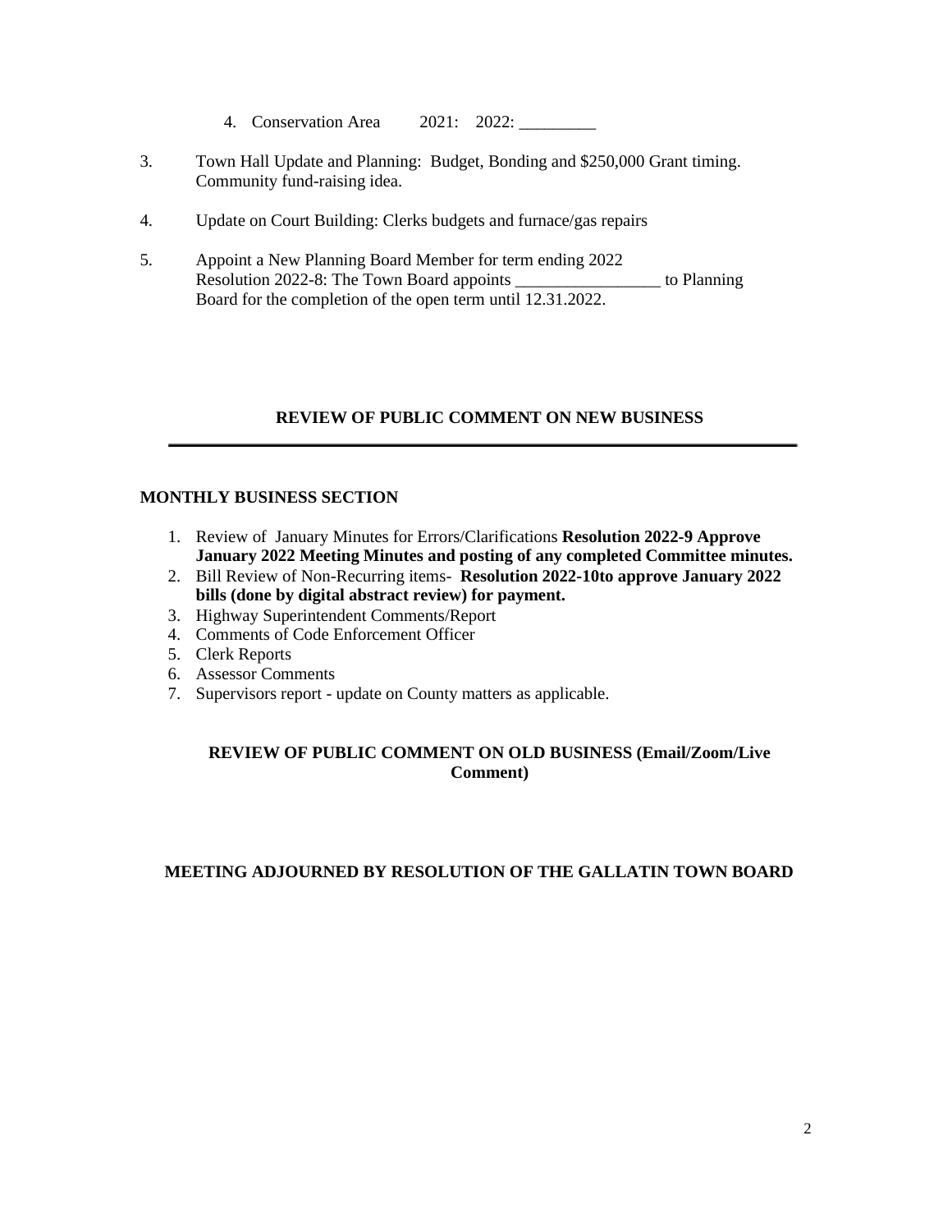4. Conservation Area 2021: 2022: _________

3. Town Hall Update and Planning: Budget, Bonding and $250,000 Grant timing. Community fund-raising idea.

4. Update on Court Building: Clerks budgets and furnace/gas repairs

5. Appoint a New Planning Board Member for term ending 2022
   Resolution 2022-8: The Town Board appoints _________________ to Planning Board for the completion of the open term until 12.31.2022.

**REVIEW OF PUBLIC COMMENT ON NEW BUSINESS**

---

**MONTHLY BUSINESS SECTION**

1. Review of January Minutes for Errors/Clarifications **Resolution 2022-9 Approve January 2022 Meeting Minutes and posting of any completed Committee minutes.**
2. Bill Review of Non-Recurring items- **Resolution 2022-10to approve January 2022 bills (done by digital abstract review) for payment.**
3. Highway Superintendent Comments/Report
4. Comments of Code Enforcement Officer
5. Clerk Reports
6. Assessor Comments
7. Supervisors report - update on County matters as applicable.

**REVIEW OF PUBLIC COMMENT ON OLD BUSINESS (Email/Zoom/Live Comment)**

**MEETING ADJOURNED BY RESOLUTION OF THE GALLATIN TOWN BOARD**